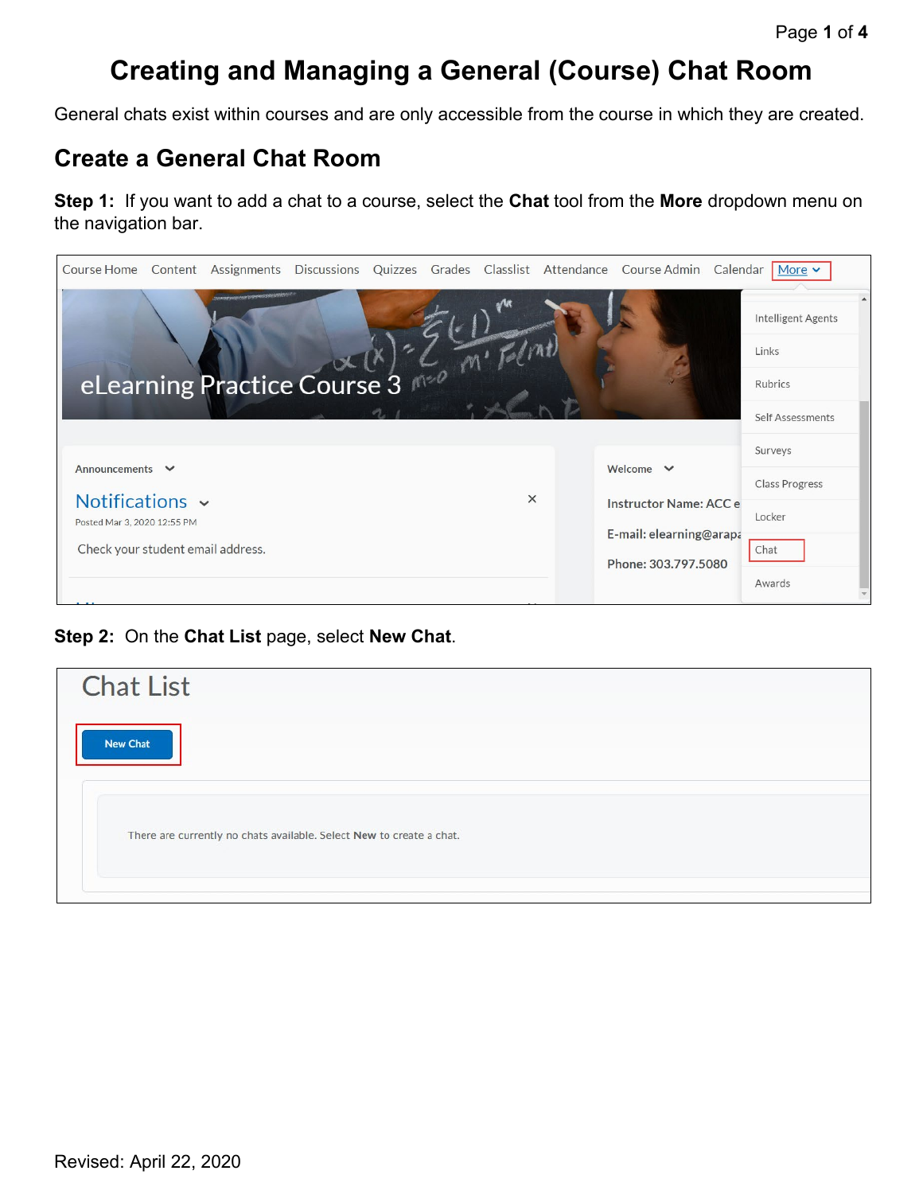# Creating and Managing a General (Course) Chat Room

General chats exist within courses and are only accessible from the course in which they are created.

## Create a General Chat Room

**Step 1:** If you want to add a chat to a course, select the **Chat** tool from the **More** dropdown menu on the navigation bar.

**Step 2:** On the **Chat List** page, select **New Chat**.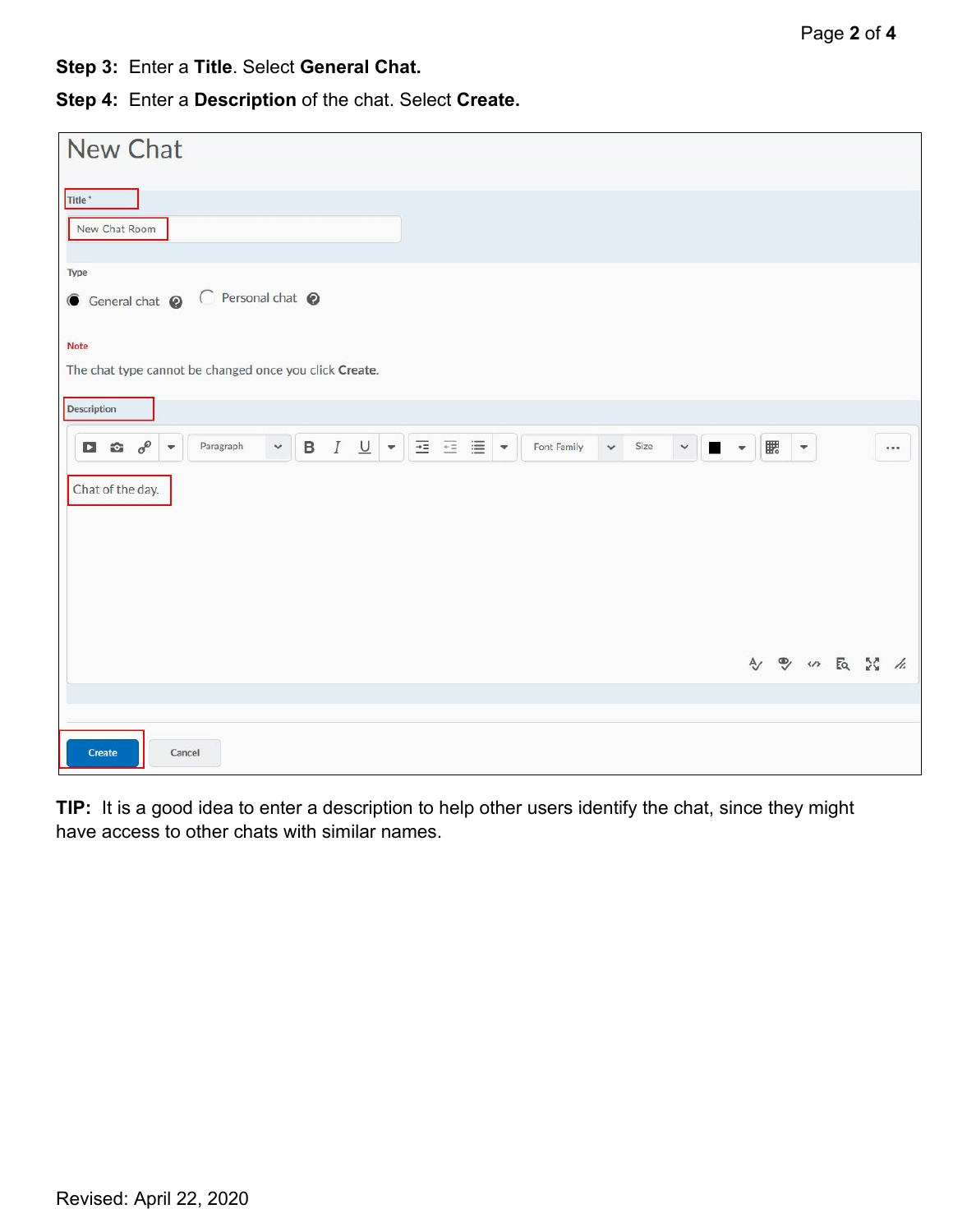**Step 3:** Enter a **Title**. Select **General Chat.**

**Step 4:** Enter a **Description** of the chat. Select **Create.**

New Chat

Title *

New Chat Room

Type

General chat    Personal chat

Note

The chat type cannot be changed once you click **Create**.

Description

Chat of the day.

Create    Cancel

**TIP:** It is a good idea to enter a description to help other users identify the chat, since they might have access to other chats with similar names.

Revised: April 22, 2020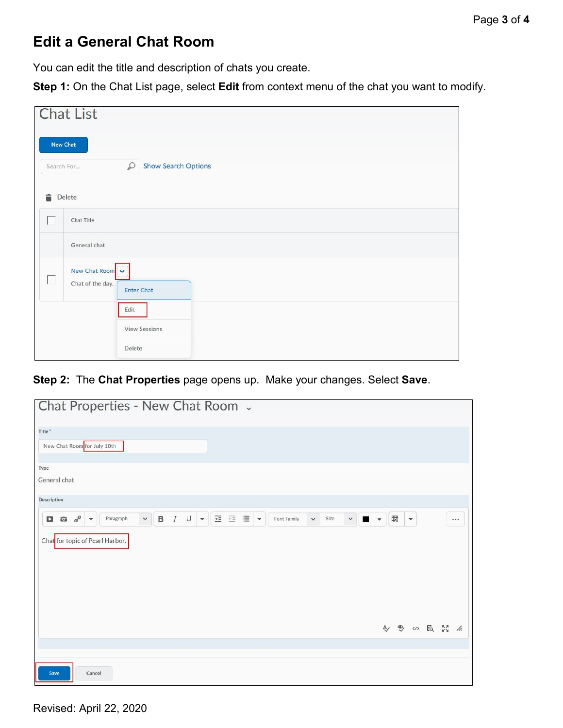# Edit a General Chat Room

You can edit the title and description of chats you create.

**Step 1:** On the Chat List page, select **Edit** from context menu of the chat you want to modify.

**Step 2:** The **Chat Properties** page opens up. Make your changes. Select **Save**.

Revised: April 22, 2020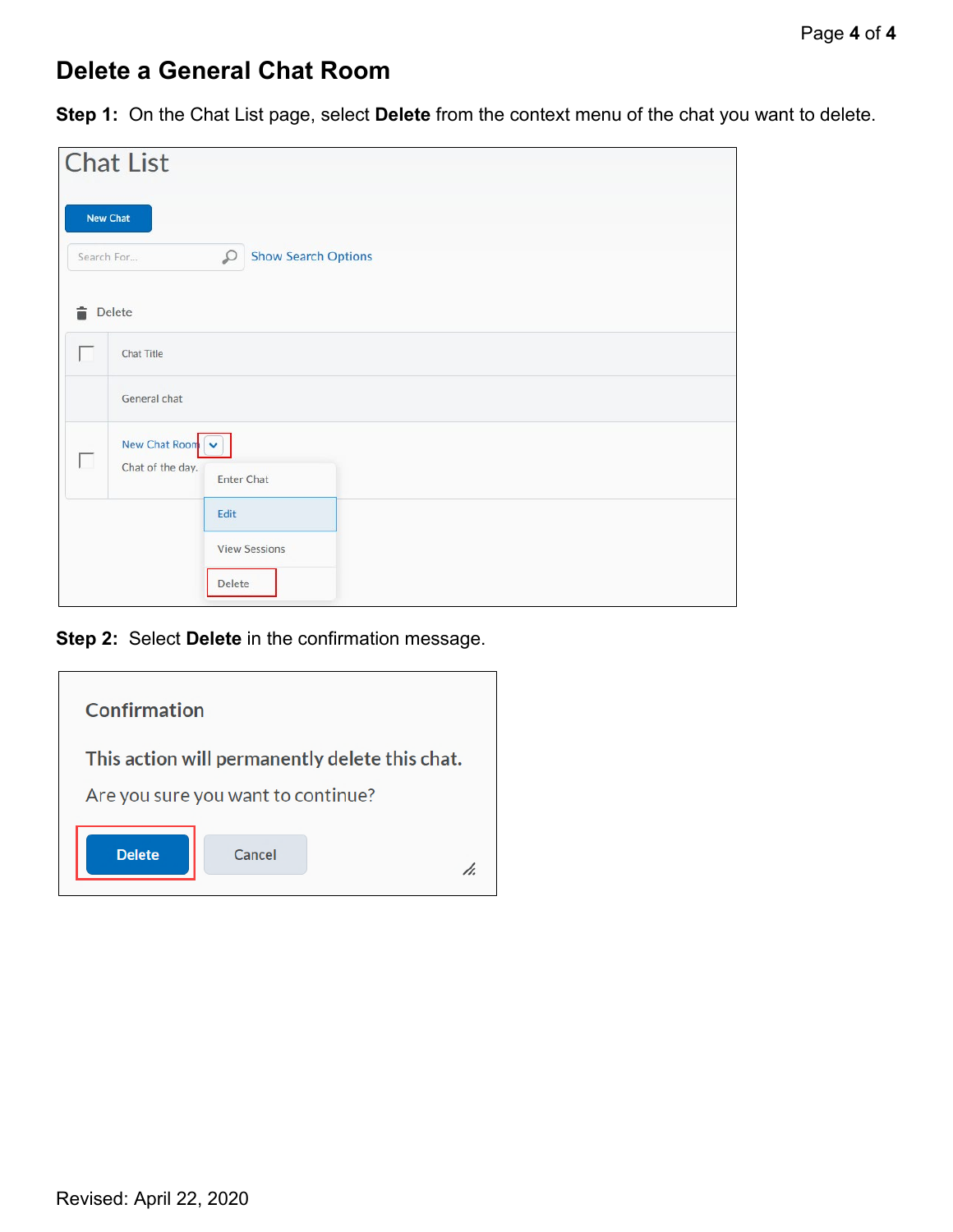# Delete a General Chat Room

**Step 1:** On the Chat List page, select **Delete** from the context menu of the chat you want to delete.

**Step 2:** Select **Delete** in the confirmation message.

Revised: April 22, 2020